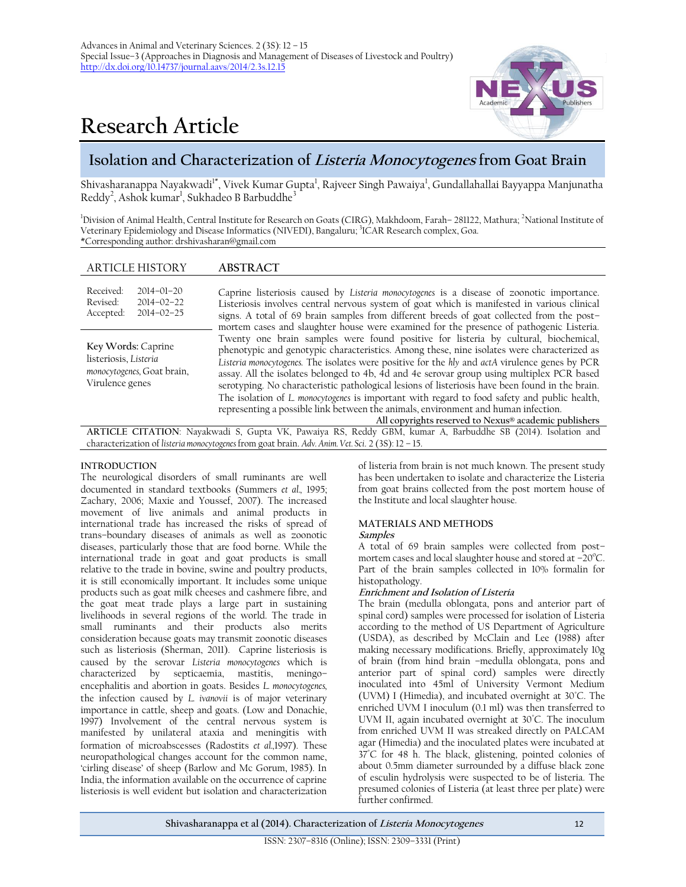Advances in Animal and Veterinary Sciences. 2 (3S): 12 – 15
Special Issue–3 (Approaches in Diagnosis and Management of Diseases of Livestock and Poultry)
http://dx.doi.org/10.14737/journal.aavs/2014/2.3s.12.15

# Research Article

## Isolation and Characterization of *Listeria Monocytogenes* from Goat Brain

Shivasharanappa Nayakwadi[1*], Vivek Kumar Gupta[1], Rajveer Singh Pawaiya[1], Gundallahallai Bayyappa Manjunatha Reddy[2], Ashok kumar[1], Sukhadeo B Barbuddhe[3]

[1]Division of Animal Health, Central Institute for Research on Goats (CIRG), Makhdoom, Farah– 281122, Mathura; [2]National Institute of Veterinary Epidemiology and Disease Informatics (NIVEDI), Bangaluru; [3]ICAR Research complex, Goa.
*Corresponding author: drshivasharan@gmail.com

**ARTICLE HISTORY**

Received: 2014–01–20
Revised: 2014–02–22
Accepted: 2014–02–25

**Key Words:** Caprine listeriosis, *Listeria monocytogenes*, Goat brain, Virulence genes

**ABSTRACT**

Caprine listeriosis caused by *Listeria monocytogenes* is a disease of zoonotic importance. Listeriosis involves central nervous system of goat which is manifested in various clinical signs. A total of 69 brain samples from different breeds of goat collected from the post–mortem cases and slaughter house were examined for the presence of pathogenic Listeria. Twenty one brain samples were found positive for listeria by cultural, biochemical, phenotypic and genotypic characteristics. Among these, nine isolates were characterized as *Listeria monocytogenes*. The isolates were positive for the *hly* and *actA* virulence genes by PCR assay. All the isolates belonged to 4b, 4d and 4e serovar group using multiplex PCR based serotyping. No characteristic pathological lesions of listeriosis have been found in the brain. The isolation of *L. monocytogenes* is important with regard to food safety and public health, representing a possible link between the animals, environment and human infection.

All copyrights reserved to Nexus® academic publishers

**ARTICLE CITATION**: Nayakwadi S, Gupta VK, Pawaiya RS, Reddy GBM, kumar A, Barbuddhe SB (2014). Isolation and characterization of *listeria monocytogenes* from goat brain. *Adv. Anim. Vet. Sci.* 2 (3S): 12 – 15.

## INTRODUCTION

The neurological disorders of small ruminants are well documented in standard textbooks (Summers *et al.*, 1995; Zachary, 2006; Maxie and Youssef, 2007). The increased movement of live animals and animal products in international trade has increased the risks of spread of trans–boundary diseases of animals as well as zoonotic diseases, particularly those that are food borne. While the international trade in goat and goat products is small relative to the trade in bovine, swine and poultry products, it is still economically important. It includes some unique products such as goat milk cheeses and cashmere fibre, and the goat meat trade plays a large part in sustaining livelihoods in several regions of the world. The trade in small ruminants and their products also merits consideration because goats may transmit zoonotic diseases such as listeriosis (Sherman, 2011). Caprine listeriosis is caused by the serovar *Listeria monocytogenes* which is characterized by septicaemia, mastitis, meningo–encephalitis and abortion in goats. Besides *L. monocytogenes*, the infection caused by *L. ivanovii* is of major veterinary importance in cattle, sheep and goats. (Low and Donachie, 1997) Involvement of the central nervous system is manifested by unilateral ataxia and meningitis with formation of microabscesses (Radostits *et al.*,1997). These neuropathological changes account for the common name, 'cirling disease' of sheep (Barlow and Mc Gorum, 1985). In India, the information available on the occurrence of caprine listeriosis is well evident but isolation and characterization of listeria from brain is not much known. The present study has been undertaken to isolate and characterize the Listeria from goat brains collected from the post mortem house of the Institute and local slaughter house.

## MATERIALS AND METHODS

### Samples

A total of 69 brain samples were collected from post–mortem cases and local slaughter house and stored at –20°C. Part of the brain samples collected in 10% formalin for histopathology.

### Enrichment and Isolation of Listeria

The brain (medulla oblongata, pons and anterior part of spinal cord) samples were processed for isolation of Listeria according to the method of US Department of Agriculture (USDA), as described by McClain and Lee (1988) after making necessary modifications. Briefly, approximately 10g of brain (from hind brain –medulla oblongata, pons and anterior part of spinal cord) samples were directly inoculated into 45ml of University Vermont Medium (UVM) I (Himedia), and incubated overnight at 30°C. The enriched UVM I inoculum (0.1 ml) was then transferred to UVM II, again incubated overnight at 30°C. The inoculum from enriched UVM II was streaked directly on PALCAM agar (Himedia) and the inoculated plates were incubated at 37°C for 48 h. The black, glistening, pointed colonies of about 0.5mm diameter surrounded by a diffuse black zone of esculin hydrolysis were suspected to be of listeria. The presumed colonies of Listeria (at least three per plate) were further confirmed.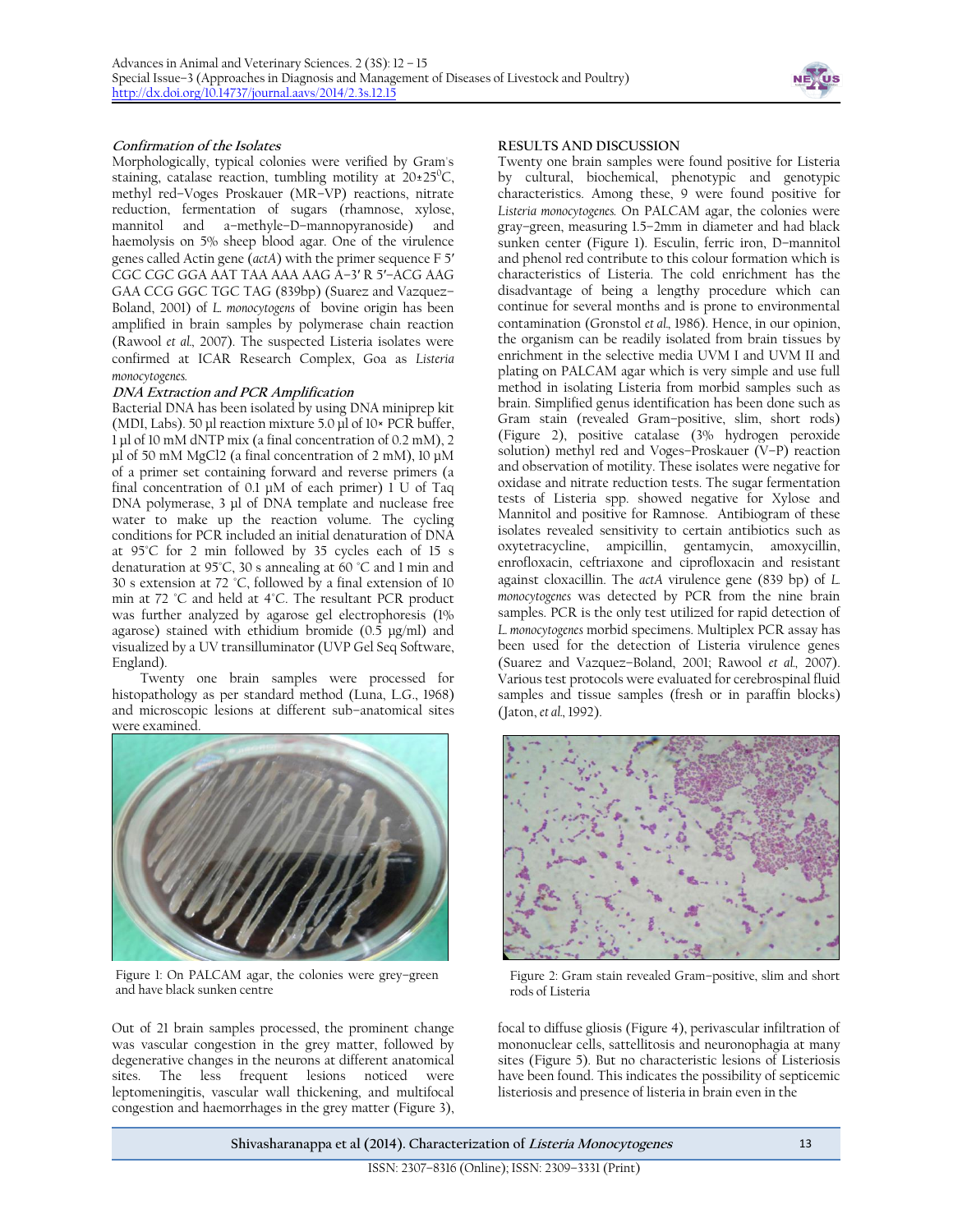### *Confirmation of the Isolates*

Morphologically, typical colonies were verified by Gram's staining, catalase reaction, tumbling motility at $20\pm25^{0}$C, methyl red–Voges Proskauer (MR–VP) reactions, nitrate reduction, fermentation of sugars (rhamnose, xylose, mannitol and a–methyle–D–mannopyranoside) and haemolysis on 5% sheep blood agar. One of the virulence genes called Actin gene (*actA*) with the primer sequence F 5′ CGC CGC GGA AAT TAA AAA AAG A–3′ R 5′–ACG AAG GAA CCG GGC TGC TAG (839bp) (Suarez and Vazquez–Boland, 2001) of *L. monocytogens* of bovine origin has been amplified in brain samples by polymerase chain reaction (Rawool *et al.*, 2007). The suspected Listeria isolates were confirmed at ICAR Research Complex, Goa as *Listeria monocytogenes.*

### *DNA Extraction and PCR Amplification*

Bacterial DNA has been isolated by using DNA miniprep kit (MDI, Labs). 50 µl reaction mixture 5.0 µl of 10× PCR buffer, 1 µl of 10 mM dNTP mix (a final concentration of 0.2 mM), 2 µl of 50 mM MgCl2 (a final concentration of 2 mM), 10 µM of a primer set containing forward and reverse primers (a final concentration of 0.1 µM of each primer) 1 U of Taq DNA polymerase, 3 µl of DNA template and nuclease free water to make up the reaction volume. The cycling conditions for PCR included an initial denaturation of DNA at 95°C for 2 min followed by 35 cycles each of 15 s denaturation at 95°C, 30 s annealing at 60 °C and 1 min and 30 s extension at 72 °C, followed by a final extension of 10 min at 72 °C and held at 4°C. The resultant PCR product was further analyzed by agarose gel electrophoresis (1% agarose) stained with ethidium bromide (0.5 µg/ml) and visualized by a UV transilluminator (UVP Gel Seq Software, England).

Twenty one brain samples were processed for histopathology as per standard method (Luna, L.G., 1968) and microscopic lesions at different sub–anatomical sites were examined.

Figure 1: On PALCAM agar, the colonies were grey–green and have black sunken centre

Out of 21 brain samples processed, the prominent change was vascular congestion in the grey matter, followed by degenerative changes in the neurons at different anatomical sites. The less frequent lesions noticed were leptomeningitis, vascular wall thickening, and multifocal congestion and haemorrhages in the grey matter (Figure 3), focal to diffuse gliosis (Figure 4), perivascular infiltration of mononuclear cells, sattellitosis and neuronophagia at many sites (Figure 5). But no characteristic lesions of Listeriosis have been found. This indicates the possibility of septicemic listeriosis and presence of listeria in brain even in the

## RESULTS AND DISCUSSION

Twenty one brain samples were found positive for Listeria by cultural, biochemical, phenotypic and genotypic characteristics. Among these, 9 were found positive for *Listeria monocytogenes.* On PALCAM agar, the colonies were gray–green, measuring 1.5–2mm in diameter and had black sunken center (Figure 1). Esculin, ferric iron, D–mannitol and phenol red contribute to this colour formation which is characteristics of Listeria. The cold enrichment has the disadvantage of being a lengthy procedure which can continue for several months and is prone to environmental contamination (Gronstol *et al.*, 1986). Hence, in our opinion, the organism can be readily isolated from brain tissues by enrichment in the selective media UVM I and UVM II and plating on PALCAM agar which is very simple and use full method in isolating Listeria from morbid samples such as brain. Simplified genus identification has been done such as Gram stain (revealed Gram–positive, slim, short rods) (Figure 2), positive catalase (3% hydrogen peroxide solution) methyl red and Voges–Proskaeur (V–P) reaction and observation of motility. These isolates were negative for oxidase and nitrate reduction tests. The sugar fermentation tests of Listeria spp. showed negative for Xylose and Mannitol and positive for Ramnose. Antibiogram of these isolates revealed sensitivity to certain antibiotics such as oxytetracycline, ampicillin, gentamycin, amoxycillin, enrofloxacin, ceftriaxone and ciprofloxacin and resistant against cloxacillin. The *actA* virulence gene (839 bp) of *L. monocytogenes* was detected by PCR from the nine brain samples. PCR is the only test utilized for rapid detection of *L. monocytogenes* morbid specimens. Multiplex PCR assay has been used for the detection of Listeria virulence genes (Suarez and Vazquez–Boland, 2001; Rawool *et al.*, 2007). Various test protocols were evaluated for cerebrospinal fluid samples and tissue samples (fresh or in paraffin blocks) (Jaton, *et al.*, 1992).

Figure 2: Gram stain revealed Gram–positive, slim and short rods of Listeria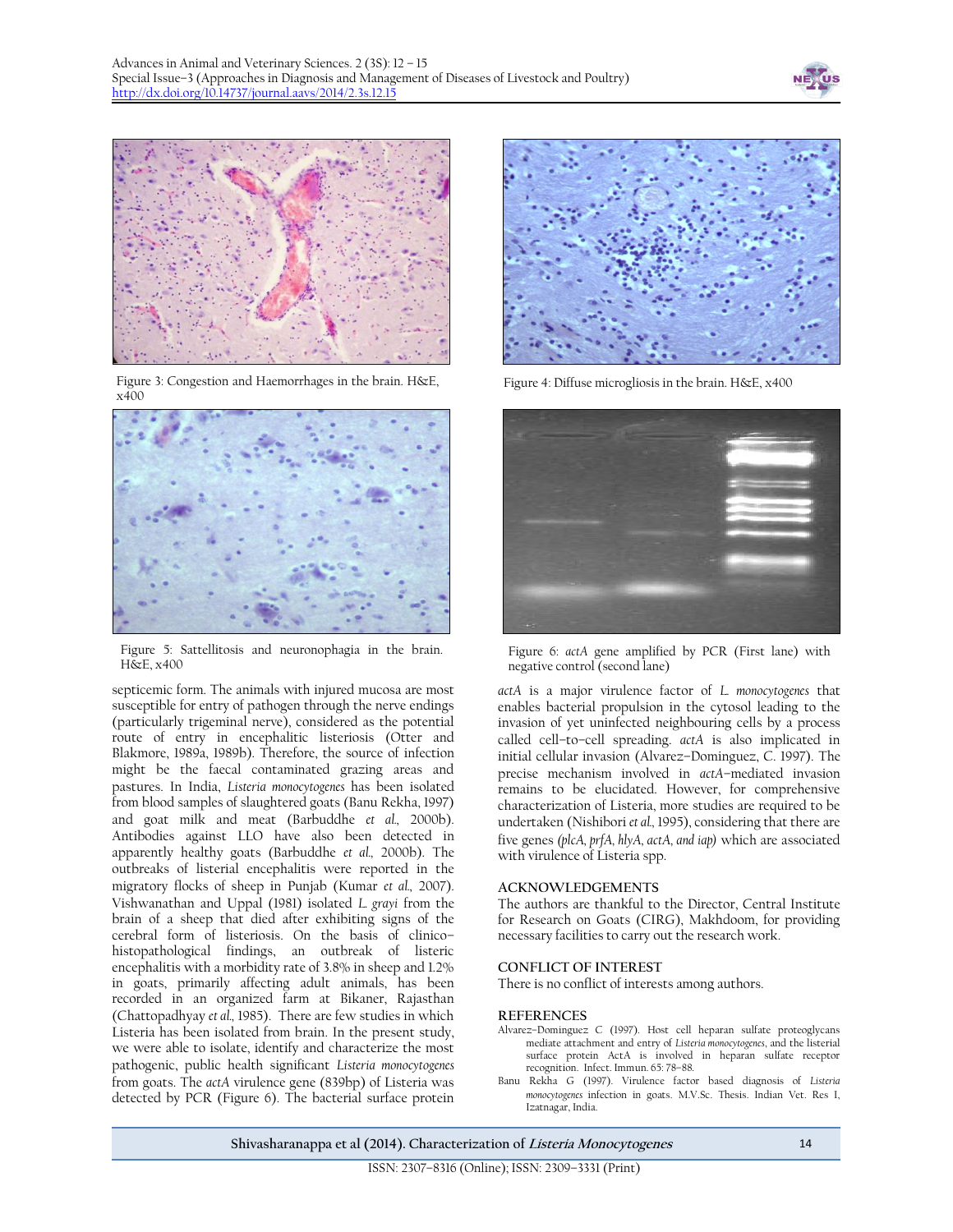Figure 3: Congestion and Haemorrhages in the brain. H&E, x400

Figure 4: Diffuse microgliosis in the brain. H&E, x400

Figure 5: Sattellitosis and neuronophagia in the brain. H&E, x400

Figure 6: *actA* gene amplified by PCR (First lane) with negative control (second lane)

septicemic form. The animals with injured mucosa are most susceptible for entry of pathogen through the nerve endings (particularly trigeminal nerve), considered as the potential route of entry in encephalitic listeriosis (Otter and Blakmore, 1989a, 1989b). Therefore, the source of infection might be the faecal contaminated grazing areas and pastures. In India, *Listeria monocytogenes* has been isolated from blood samples of slaughtered goats (Banu Rekha, 1997) and goat milk and meat (Barbuddhe *et al.,* 2000b). Antibodies against LLO have also been detected in apparently healthy goats (Barbuddhe *et al.,* 2000b). The outbreaks of listerial encephalitis were reported in the migratory flocks of sheep in Punjab (Kumar *et al.,* 2007). Vishwanathan and Uppal (1981) isolated *L. grayi* from the brain of a sheep that died after exhibiting signs of the cerebral form of listeriosis. On the basis of clinico–histopathological findings, an outbreak of listeric encephalitis with a morbidity rate of 3.8% in sheep and 1.2% in goats, primarily affecting adult animals, has been recorded in an organized farm at Bikaner, Rajasthan (Chattopadhyay *et al.,* 1985). There are few studies in which Listeria has been isolated from brain. In the present study, we were able to isolate, identify and characterize the most pathogenic, public health significant *Listeria monocytogenes* from goats. The *actA* virulence gene (839bp) of Listeria was detected by PCR (Figure 6). The bacterial surface protein *actA* is a major virulence factor of *L. monocytogenes* that enables bacterial propulsion in the cytosol leading to the invasion of yet uninfected neighbouring cells by a process called cell–to–cell spreading. *actA* is also implicated in initial cellular invasion (Alvarez–Dominguez, C. 1997). The precise mechanism involved in *actA*–mediated invasion remains to be elucidated. However, for comprehensive characterization of Listeria, more studies are required to be undertaken (Nishibori *et al.,* 1995), considering that there are five genes *(plcA, prfA, hlyA, actA, and iap)* which are associated with virulence of Listeria spp.

## ACKNOWLEDGEMENTS

The authors are thankful to the Director, Central Institute for Research on Goats (CIRG), Makhdoom, for providing necessary facilities to carry out the research work.

## CONFLICT OF INTEREST

There is no conflict of interests among authors.

## REFERENCES

Alvarez–Dominguez C (1997). Host cell heparan sulfate proteoglycans mediate attachment and entry of *Listeria monocytogenes*, and the listerial surface protein ActA is involved in heparan sulfate receptor recognition. Infect. Immun. 65: 78–88.

Banu Rekha G (1997). Virulence factor based diagnosis of *Listeria monocytogenes* infection in goats. M.V.Sc. Thesis. Indian Vet. Res I, Izatnagar, India.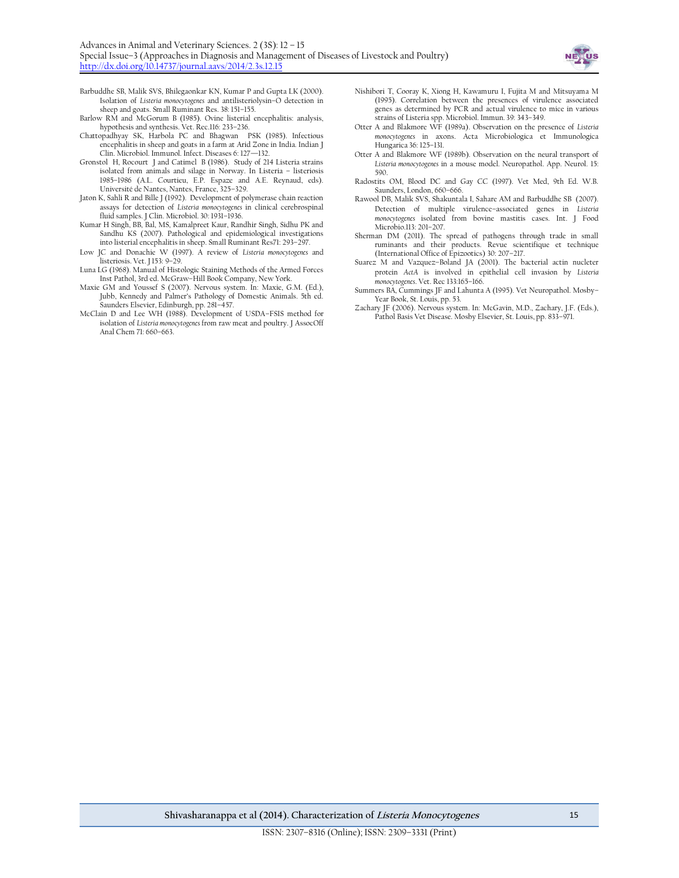Barbuddhe SB, Malik SVS, Bhilegaonkar KN, Kumar P and Gupta LK (2000). Isolation of *Listeria monocytogenes* and antilisteriolysin–O detection in sheep and goats. Small Ruminant Res. 38: 151–155.

Barlow RM and McGorum B (1985). Ovine listerial encephalitis: analysis, hypothesis and synthesis. Vet. Rec.116: 233–236.

Chattopadhyay SK, Harbola PC and Bhagwan PSK (1985). Infectious encephalitis in sheep and goats in a farm at Arid Zone in India. Indian J Clin. Microbiol. Immunol. Infect. Diseases 6: 127—132.

Gronstol H, Rocourt J and Catimel B (1986). Study of 214 Listeria strains isolated from animals and silage in Norway. In Listeria – listeriosis 1985–1986 (A.L. Courtieu, E.P. Espaze and A.E. Reynaud, eds). Université de Nantes, Nantes, France, 325–329.

Jaton K, Sahli R and Bille J (1992). Development of polymerase chain reaction assays for detection of *Listeria monocytogenes* in clinical cerebrospinal fluid samples. J Clin. Microbiol. 30: 1931–1936.

Kumar H Singh, BB, Bal, MS, Kamalpreet Kaur, Randhir Singh, Sidhu PK and Sandhu KS (2007). Pathological and epidemiological investigations into listerial encephalitis in sheep. Small Ruminant Res71: 293–297.

Low JC and Donachie W (1997). A review of *Listeria monocytogenes* and listeriosis. Vet. J 153: 9–29.

Luna LG (1968). Manual of Histologic Staining Methods of the Armed Forces Inst Pathol, 3rd ed. McGraw–Hill Book Company, New York.

Maxie GM and Youssef S (2007). Nervous system. In: Maxie, G.M. (Ed.), Jubb, Kennedy and Palmer's Pathology of Domestic Animals. 5th ed. Saunders Elsevier, Edinburgh, pp. 281–457.

McClain D and Lee WH (1988). Development of USDA–FSIS method for isolation of *Listeria monocytogenes* from raw meat and poultry. J AssocOff Anal Chem 71: 660–663.

Nishibori T, Cooray K, Xiong H, Kawamuru I, Fujita M and Mitsuyama M (1995). Correlation between the presences of virulence associated genes as determined by PCR and actual virulence to mice in various strains of Listeria spp. Microbiol. Immun. 39: 343–349.

Otter A and Blakmore WF (1989a). Observation on the presence of *Listeria monocytogenes* in axons. Acta Microbiologica et Immunologica Hungarica 36: 125–131.

Otter A and Blakmore WF (1989b). Observation on the neural transport of *Listeria monocytogenes* in a mouse model. Neuropathol. App. Neurol. 15: 590.

Radostits OM, Blood DC and Gay CC (1997). Vet Med, 9th Ed. W.B. Saunders, London, 660–666.

Rawool DB, Malik SVS, Shakuntala I, Sahare AM and Barbuddhe SB (2007). Detection of multiple virulence–associated genes in *Listeria monocytogenes* isolated from bovine mastitis cases. Int. J Food Microbio.113: 201–207.

Sherman DM (2011). The spread of pathogens through trade in small ruminants and their products. Revue scientifique et technique (International Office of Epizootics) 30: 207–217.

Suarez M and Vazquez–Boland JA (2001). The bacterial actin nucleter protein *ActA* is involved in epithelial cell invasion by *Listeria monocytogenes*. Vet. Rec 133:165–166.

Summers BA, Cummings JF and Lahunta A (1995). Vet Neuropathol. Mosby–Year Book, St. Louis, pp. 53.

Zachary JF (2006). Nervous system. In: McGavin, M.D., Zachary, J.F. (Eds.), Pathol Basis Vet Disease. Mosby Elsevier, St. Louis, pp. 833–971.